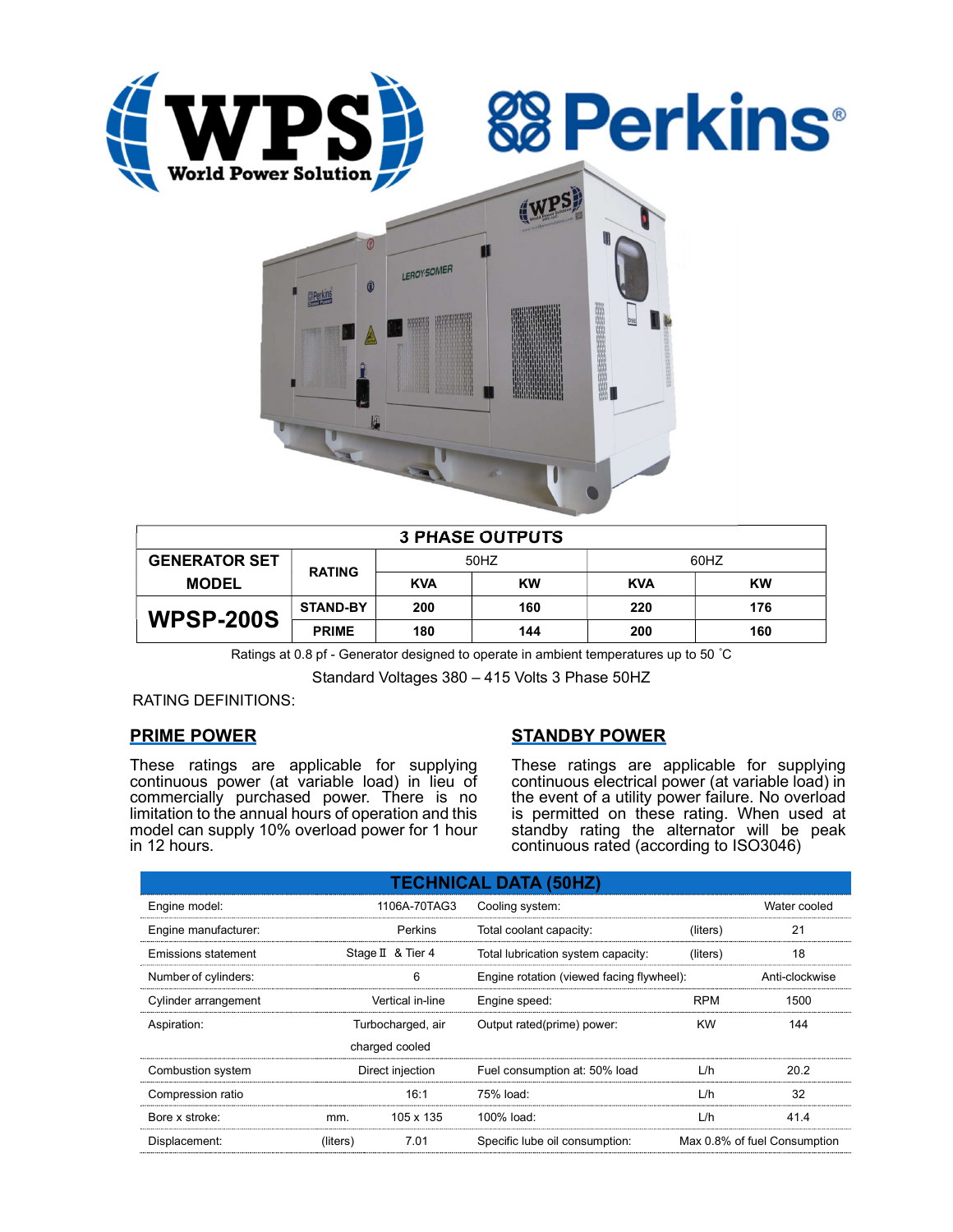| 3 PHASE OUTPUTS | | | | | |
|---|---|---|---|---|---|
| GENERATOR SET MODEL | RATING | 50HZ | | 60HZ | |
| | | KVA | KW | KVA | KW |
| WPSP-200S | STAND-BY | 200 | 160 | 220 | 176 |
| | PRIME | 180 | 144 | 200 | 160 |

Ratings at 0.8 pf - Generator designed to operate in ambient temperatures up to 50 ˚C

Standard Voltages 380 – 415 Volts 3 Phase 50HZ

RATING DEFINITIONS:

## PRIME POWER

These ratings are applicable for supplying continuous power (at variable load) in lieu of commercially purchased power. There is no limitation to the annual hours of operation and this model can supply 10% overload power for 1 hour in 12 hours.

## STANDBY POWER

These ratings are applicable for supplying continuous electrical power (at variable load) in the event of a utility power failure. No overload is permitted on these rating. When used at standby rating the alternator will be peak continuous rated (according to ISO3046)

## TECHNICAL DATA (50HZ)

| | | | | | |
|---|---|---|---|---|---|
| Engine model: | | 1106A-70TAG3 | Cooling system: | | Water cooled |
| Engine manufacturer: | | Perkins | Total coolant capacity: | (liters) | 21 |
| Emissions statement | | Stage Ⅱ & Tier 4 | Total lubrication system capacity: | (liters) | 18 |
| Number of cylinders: | | 6 | Engine rotation (viewed facing flywheel): | | Anti-clockwise |
| Cylinder arrangement | | Vertical in-line | Engine speed: | RPM | 1500 |
| Aspiration: | | Turbocharged, air charged cooled | Output rated(prime) power: | KW | 144 |
| Combustion system | | Direct injection | Fuel consumption at: 50% load | L/h | 20.2 |
| Compression ratio | | 16:1 | 75% load: | L/h | 32 |
| Bore x stroke: | mm. | 105 x 135 | 100% load: | L/h | 41.4 |
| Displacement: | (liters) | 7.01 | Specific lube oil consumption: | | Max 0.8% of fuel Consumption |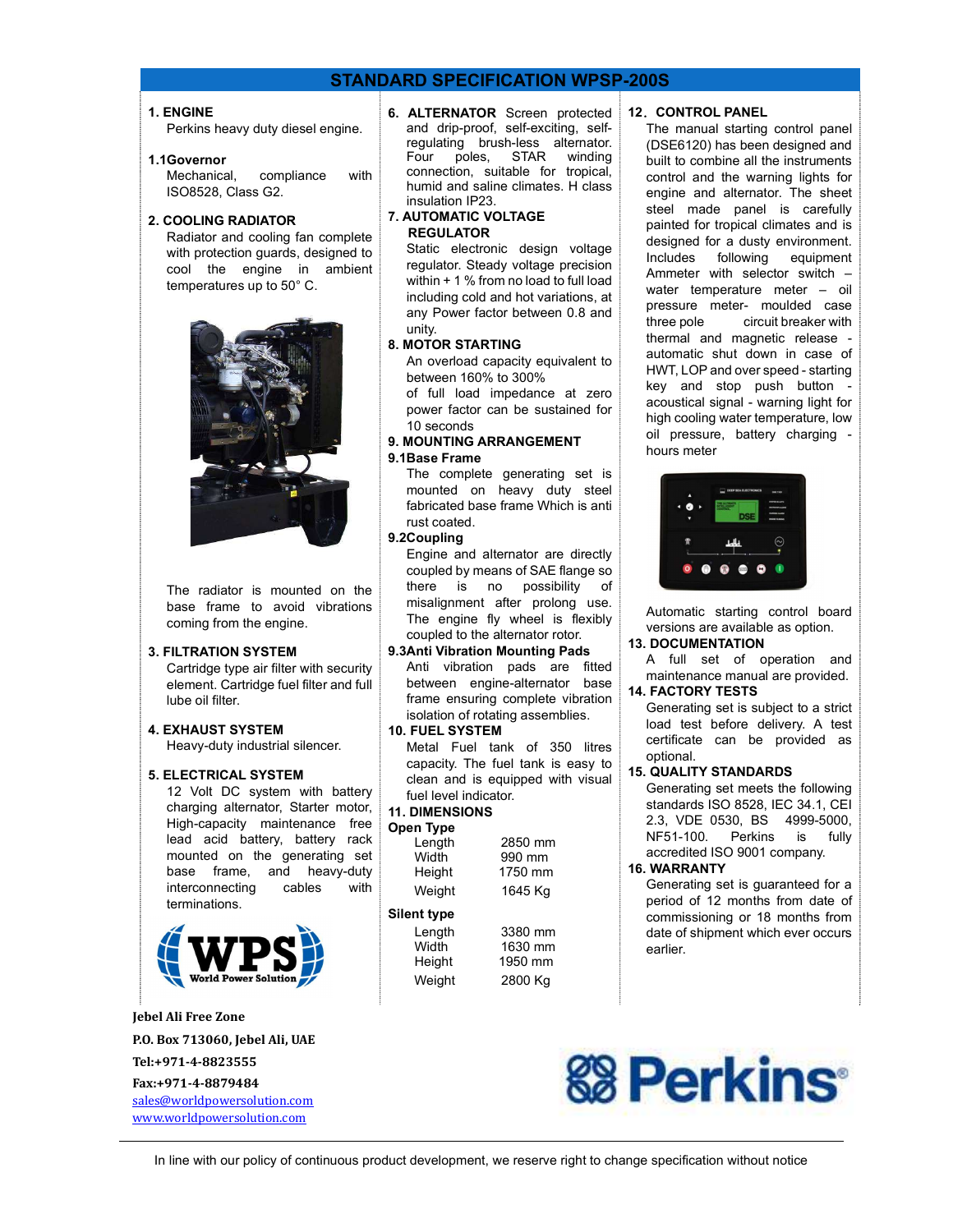# STANDARD SPECIFICATION WPSP-200S

## 1. ENGINE

Perkins heavy duty diesel engine.

### 1.1Governor

Mechanical, compliance with ISO8528, Class G2.

## 2. COOLING RADIATOR

Radiator and cooling fan complete with protection guards, designed to cool the engine in ambient temperatures up to 50° C.

The radiator is mounted on the base frame to avoid vibrations coming from the engine.

## 3. FILTRATION SYSTEM

Cartridge type air filter with security element. Cartridge fuel filter and full lube oil filter.

## 4. EXHAUST SYSTEM

Heavy-duty industrial silencer.

## 5. ELECTRICAL SYSTEM

12 Volt DC system with battery charging alternator, Starter motor, High-capacity maintenance free lead acid battery, battery rack mounted on the generating set base frame, and heavy-duty interconnecting cables with terminations.

## 6. ALTERNATOR

Screen protected and drip-proof, self-exciting, self-regulating brush-less alternator. Four poles, STAR winding connection, suitable for tropical, humid and saline climates. H class insulation IP23.

## 7. AUTOMATIC VOLTAGE REGULATOR

Static electronic design voltage regulator. Steady voltage precision within + 1 % from no load to full load including cold and hot variations, at any Power factor between 0.8 and unity.

## 8. MOTOR STARTING

An overload capacity equivalent to between 160% to 300% of full load impedance at zero power factor can be sustained for 10 seconds

## 9. MOUNTING ARRANGEMENT

### 9.1Base Frame

The complete generating set is mounted on heavy duty steel fabricated base frame Which is anti rust coated.

### 9.2Coupling

Engine and alternator are directly coupled by means of SAE flange so there is no possibility of misalignment after prolong use. The engine fly wheel is flexibly coupled to the alternator rotor.

### 9.3Anti Vibration Mounting Pads

Anti vibration pads are fitted between engine-alternator base frame ensuring complete vibration isolation of rotating assemblies.

## 10. FUEL SYSTEM

Metal Fuel tank of 350 litres capacity. The fuel tank is easy to clean and is equipped with visual fuel level indicator.

## 11. DIMENSIONS

**Open Type**

| | |
|---|---|
| Length | 2850 mm |
| Width | 990 mm |
| Height | 1750 mm |
| Weight | 1645 Kg |

**Silent type**

| | |
|---|---|
| Length | 3380 mm |
| Width | 1630 mm |
| Height | 1950 mm |
| Weight | 2800 Kg |

## 12. CONTROL PANEL

The manual starting control panel (DSE6120) has been designed and built to combine all the instruments control and the warning lights for engine and alternator. The sheet steel made panel is carefully painted for tropical climates and is designed for a dusty environment. Includes following equipment Ammeter with selector switch – water temperature meter – oil pressure meter- moulded case three pole circuit breaker with thermal and magnetic release - automatic shut down in case of HWT, LOP and over speed - starting key and stop push button - acoustical signal - warning light for high cooling water temperature, low oil pressure, battery charging - hours meter

Automatic starting control board versions are available as option.

## 13. DOCUMENTATION

A full set of operation and maintenance manual are provided.

## 14. FACTORY TESTS

Generating set is subject to a strict load test before delivery. A test certificate can be provided as optional.

## 15. QUALITY STANDARDS

Generating set meets the following standards ISO 8528, IEC 34.1, CEI 2.3, VDE 0530, BS 4999-5000, NF51-100. Perkins is fully accredited ISO 9001 company.

## 16. WARRANTY

Generating set is guaranteed for a period of 12 months from date of commissioning or 18 months from date of shipment which ever occurs earlier.

WPS World Power Solution

**Jebel Ali Free Zone**
**P.O. Box 713060, Jebel Ali, UAE**
**Tel:+971-4-8823555**
**Fax:+971-4-8879484**
sales@worldpowersolution.com
www.worldpowersolution.com

Perkins

In line with our policy of continuous product development, we reserve right to change specification without notice